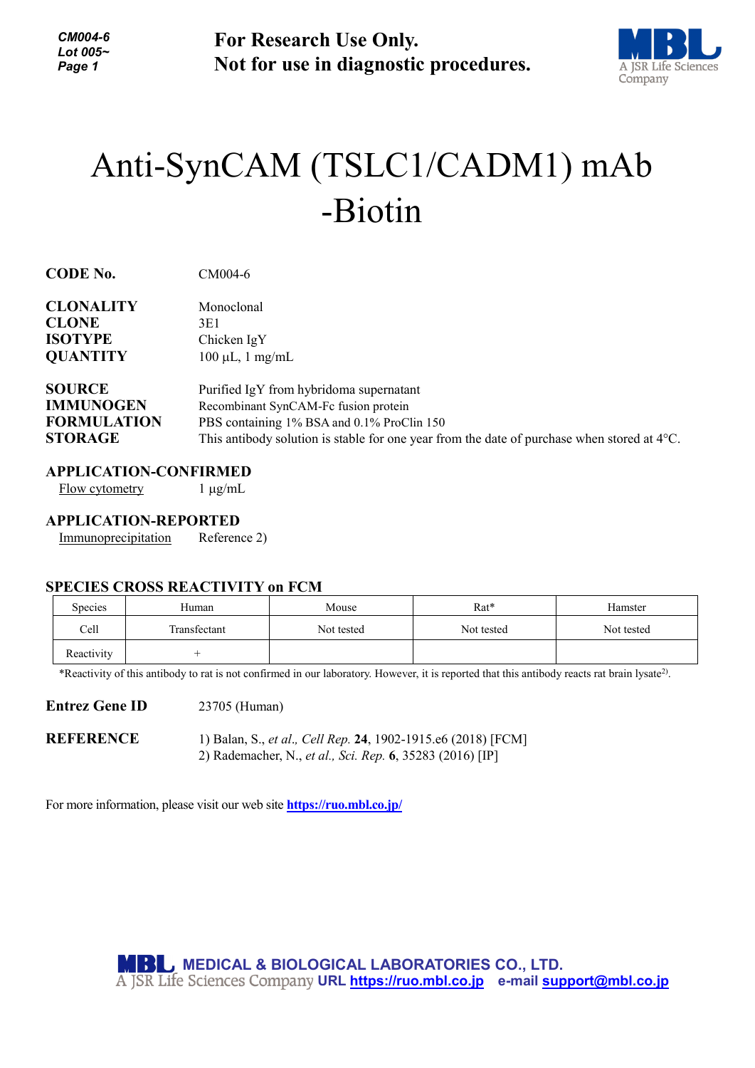**For Research Use Only.**
**Not for use in diagnostic procedures.**

# Anti-SynCAM (TSLC1/CADM1) mAb -Biotin

**CODE No.** CM004-6

**CLONALITY** Monoclonal
**CLONE** 3E1
**ISOTYPE** Chicken IgY
**QUANTITY** 100 µL, 1 mg/mL

**SOURCE** Purified IgY from hybridoma supernatant
**IMMUNOGEN** Recombinant SynCAM-Fc fusion protein
**FORMULATION** PBS containing 1% BSA and 0.1% ProClin 150
**STORAGE** This antibody solution is stable for one year from the date of purchase when stored at 4°C.

**APPLICATION-CONFIRMED**

Flow cytometry 1 µg/mL

**APPLICATION-REPORTED**

Immunoprecipitation Reference 2)

**SPECIES CROSS REACTIVITY on FCM**

| Species | Human | Mouse | Rat* | Hamster |
|---|---|---|---|---|
| Cell | Transfectant | Not tested | Not tested | Not tested |
| Reactivity | + | | | |

*Reactivity of this antibody to rat is not confirmed in our laboratory. However, it is reported that this antibody reacts rat brain lysate[2).]

**Entrez Gene ID** 23705 (Human)

**REFERENCE**
1) Balan, S., *et al., Cell Rep.* **24**, 1902-1915.e6 (2018) [FCM]
2) Rademacher, N., *et al., Sci. Rep.* **6**, 35283 (2016) [IP]

For more information, please visit our web site **https://ruo.mbl.co.jp/**

**MEDICAL & BIOLOGICAL LABORATORIES CO., LTD.**
A JSR Life Sciences Company URL **https://ruo.mbl.co.jp** e-mail **support@mbl.co.jp**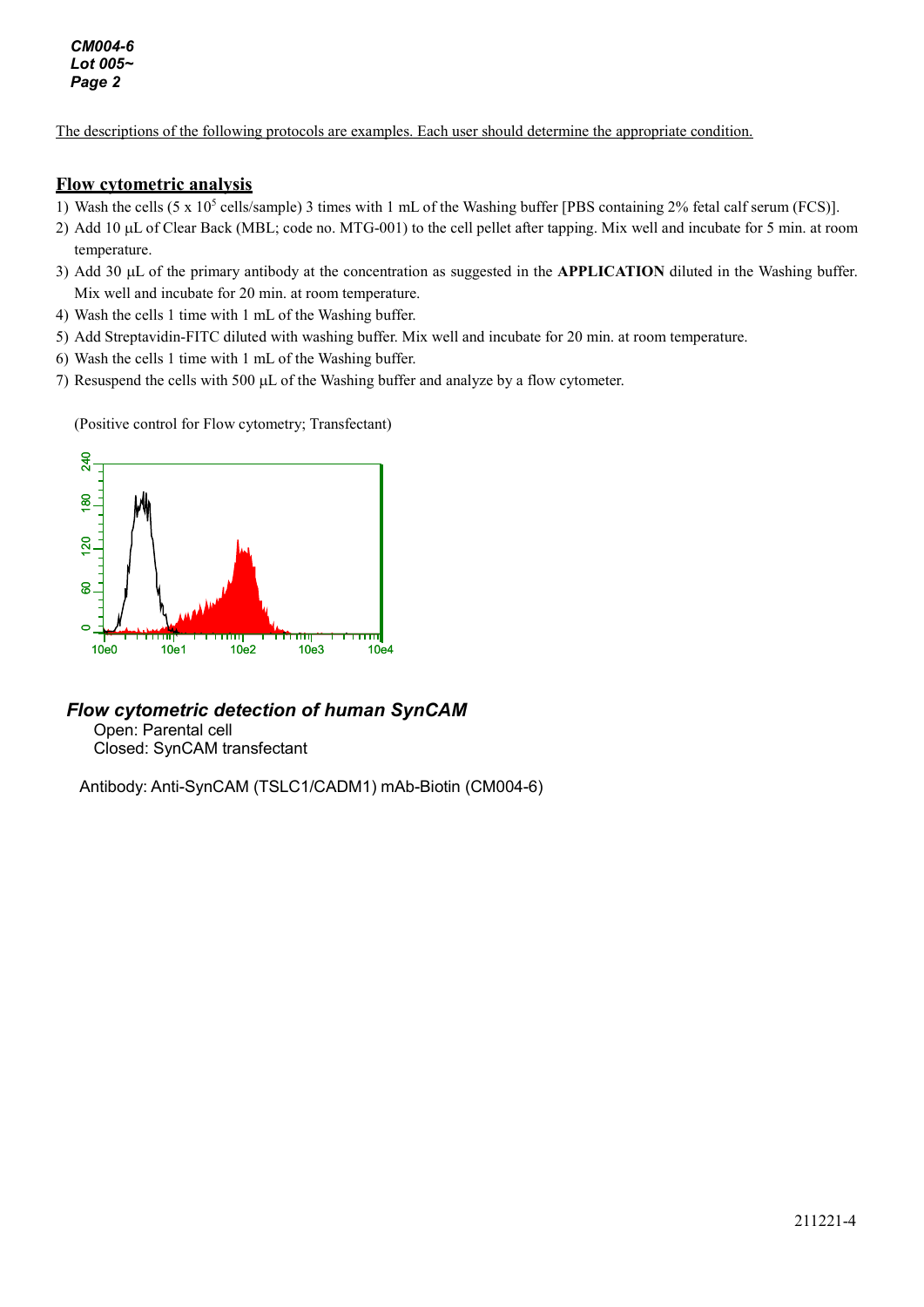The descriptions of the following protocols are examples. Each user should determine the appropriate condition.

## Flow cytometric analysis

1) Wash the cells (5 x $10^5$ cells/sample) 3 times with 1 mL of the Washing buffer [PBS containing 2% fetal calf serum (FCS)].
2) Add 10 µL of Clear Back (MBL; code no. MTG-001) to the cell pellet after tapping. Mix well and incubate for 5 min. at room temperature.
3) Add 30 µL of the primary antibody at the concentration as suggested in the **APPLICATION** diluted in the Washing buffer. Mix well and incubate for 20 min. at room temperature.
4) Wash the cells 1 time with 1 mL of the Washing buffer.
5) Add Streptavidin-FITC diluted with washing buffer. Mix well and incubate for 20 min. at room temperature.
6) Wash the cells 1 time with 1 mL of the Washing buffer.
7) Resuspend the cells with 500 µL of the Washing buffer and analyze by a flow cytometer.

(Positive control for Flow cytometry; Transfectant)

0
60
120
180
240

10e0
10e1
10e2
10e3
10e4

***Flow cytometric detection of human SynCAM***

Open: Parental cell

Closed: SynCAM transfectant

Antibody: Anti-SynCAM (TSLC1/CADM1) mAb-Biotin (CM004-6)